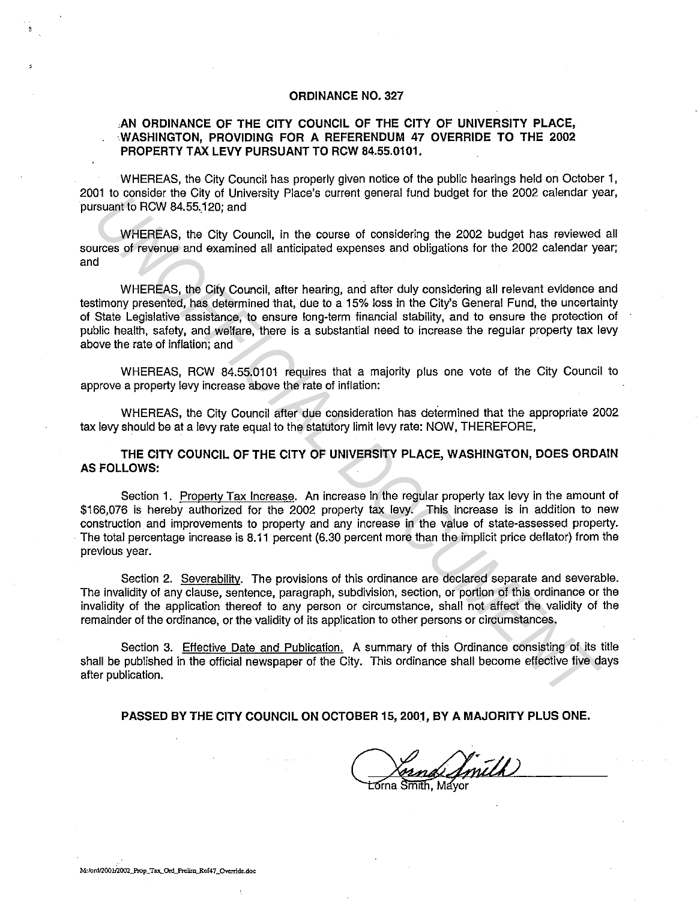# ORDINANCE NO. 327

## AN ORDINANCE OF THE CITY COUNCIL OF THE CITY OF UNIVERSITY PLACE, WASHINGTON, PROVIDING FOR A REFERENDUM 47 OVERRIDE TO THE 2002 PROPERTY TAX LEVY PURSUANT TO RCW 84.55.0101.

WHEREAS, the City Council has properly given notice of the public hearings held on October 1, 2001 to consider the City of University Place's current general fund budget for the 2002 calendar year, pursuant to RCW 84.55.120; and

WHEREAS, the City Council, in the course of considering the 2002 budget has reviewed all sources of revenue and examined all anticipated expenses and obligations for the 2002 calendar year; and

WHEREAS, the City Council, after hearing, and after duly considering all relevant evidence and testimony presented, has determined that, due to a 15% loss in the City's General Fund, the uncertainty of State Legislative assistance, to ensure long-term financial stability, and to ensure the protection of public health, safety, and welfare, there is a substantial need to increase the regular property tax levy above the rate of inflation; and

WHEREAS, RCW 84.55.0101 requires that a majority plus one vote of the City Council to approve a property levy increase above the rate of inflation:

WHEREAS, the City Council after due consideration has determined that the appropriate 2002 tax levy should be at a levy rate equal to the statutory limit levy rate: NOW, THEREFORE,

**THE CITY COUNCIL OF THE CITY OF UNIVERSITY PLACE, WASHINGTON, DOES ORDAIN AS FOLLOWS:**

Section 1. Property Tax Increase. An increase in the regular property tax levy in the amount of $166,076 is hereby authorized for the 2002 property tax levy. This increase is in addition to new construction and improvements to property and any increase in the value of state-assessed property. The total percentage increase is 8.11 percent (6.30 percent more than the implicit price deflator) from the previous year.

Section 2. Severability. The provisions of this ordinance are declared separate and severable. The invalidity of any clause, sentence, paragraph, subdivision, section, or portion of this ordinance or the invalidity of the application thereof to any person or circumstance, shall not affect the validity of the remainder of the ordinance, or the validity of its application to other persons or circumstances.

Section 3. Effective Date and Publication. A summary of this Ordinance consisting of its title shall be published in the official newspaper of the City. This ordinance shall become effective five days after publication.

**PASSED BY THE CITY COUNCIL ON OCTOBER 15, 2001, BY A MAJORITY PLUS ONE.**

Lorna Smith, Mayor

M:/ord/2001/2002_Prop_Tax_Ord_Prelim_Ref47_Override.doc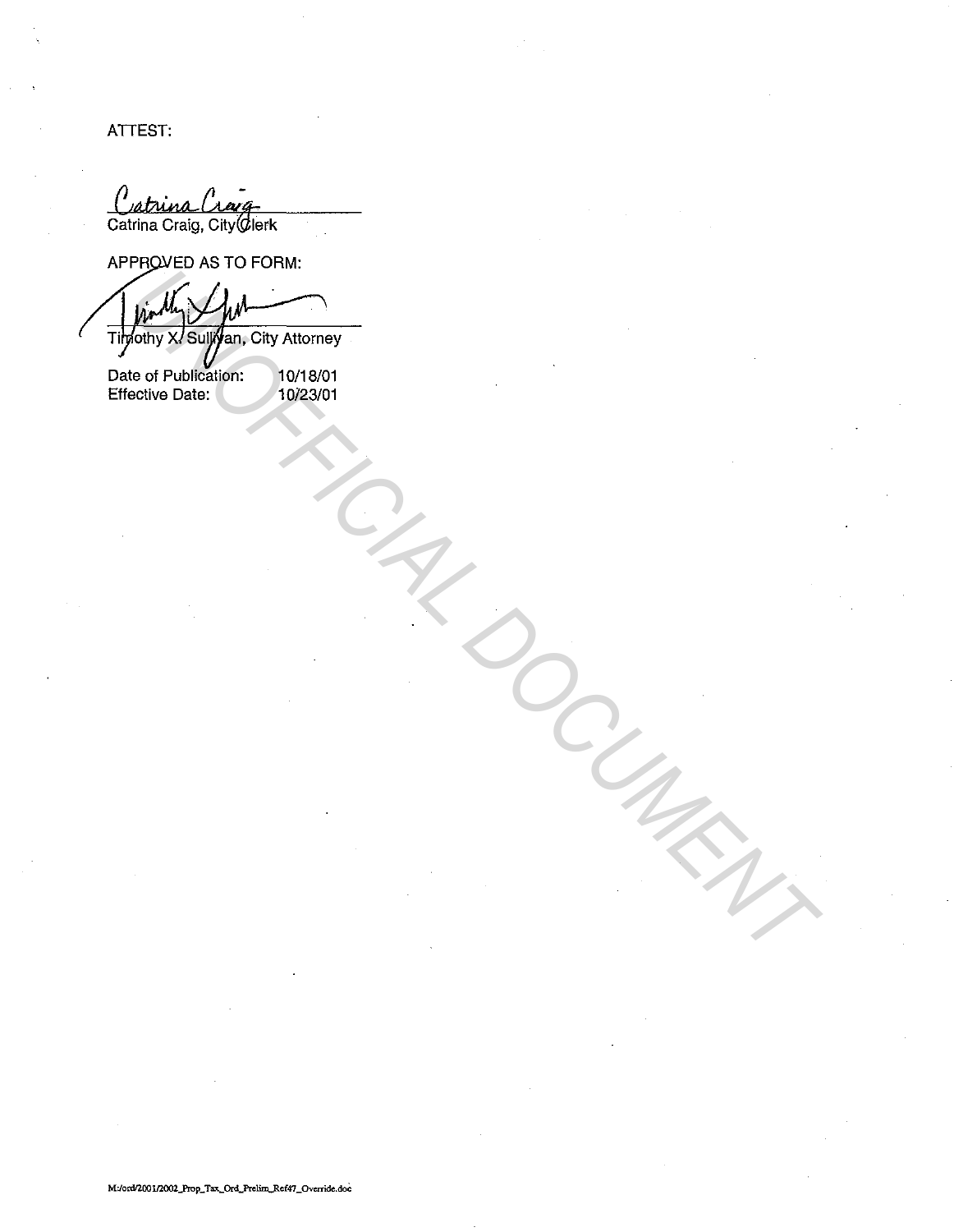ATTEST:

Catrina Craig, City Clerk

APPROVED AS TO FORM:

Timothy X. Sullivan, City Attorney

| | |
|---|---|
| Date of Publication: | 10/18/01 |
| Effective Date: | 10/23/01 |

UNOFFICIAL DOCUMENT

M:/ord/2001/2002_Prop_Tax_Ord_Prelim_Ref47_Override.doc